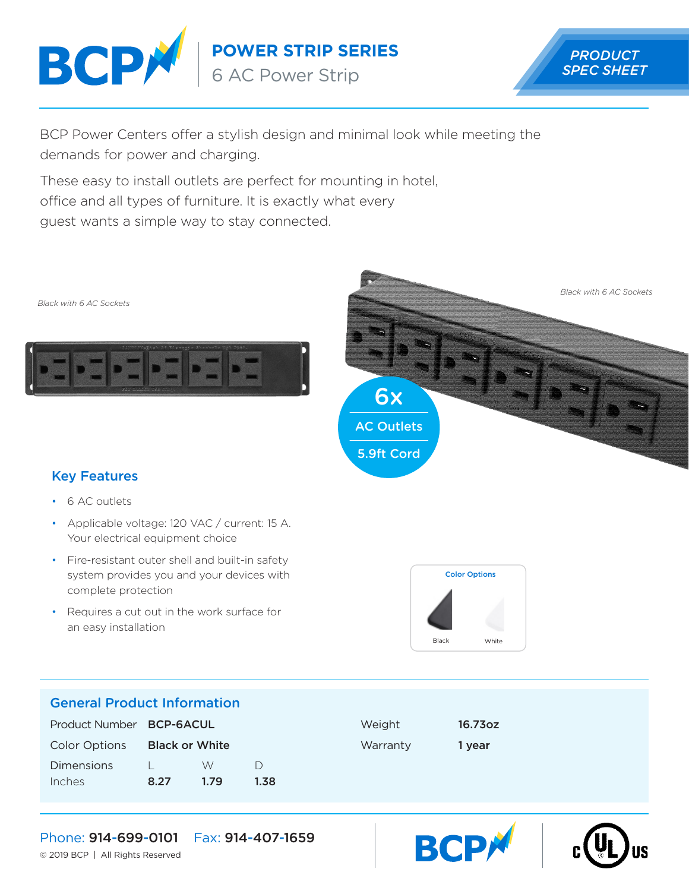# POWER STRIP SERIES

## 6 AC Power Strip

PRODUCT SPEC SHEET

BCP Power Centers offer a stylish design and minimal look while meeting the demands for power and charging.

These easy to install outlets are perfect for mounting in hotel, office and all types of furniture. It is exactly what every guest wants a simple way to stay connected.

*Black with 6 AC Sockets*

*Black with 6 AC Sockets*

6x
AC Outlets
5.9ft Cord

### Key Features

- 6 AC outlets
- Applicable voltage: 120 VAC / current: 15 A. Your electrical equipment choice
- Fire-resistant outer shell and built-in safety system provides you and your devices with complete protection
- Requires a cut out in the work surface for an easy installation

Color Options

Black    White

### General Product Information

| | | | | | |
|---|---|---|---|---|---|
| Product Number | **BCP-6ACUL** | | | Weight | **16.73oz** |
| Color Options | **Black or White** | | | Warranty | **1 year** |
| Dimensions | L | W | D | | |
| Inches | **8.27** | **1.79** | **1.38** | | |

Phone: **914-699-0101**    Fax: **914-407-1659**

© 2019 BCP | All Rights Reserved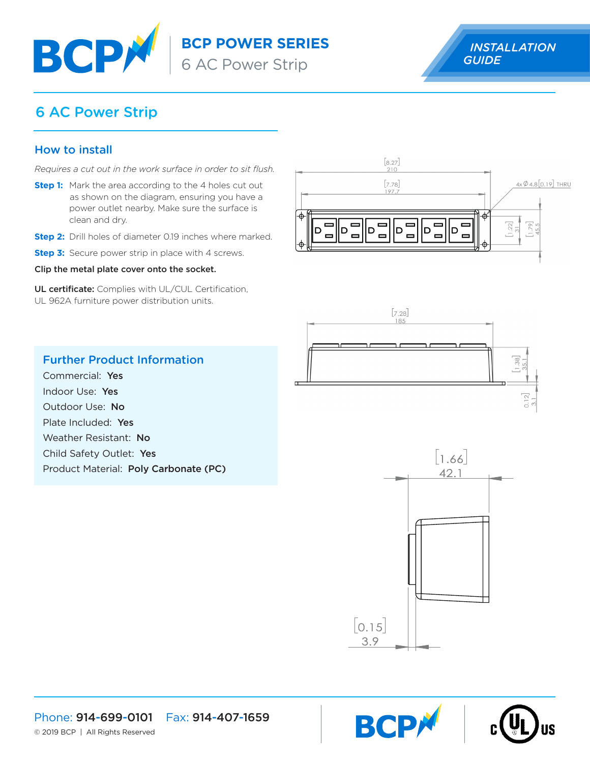# BCP POWER SERIES

6 AC Power Strip

INSTALLATION GUIDE

## 6 AC Power Strip

### How to install

*Requires a cut out in the work surface in order to sit flush.*

**Step 1:** Mark the area according to the 4 holes cut out as shown on the diagram, ensuring you have a power outlet nearby. Make sure the surface is clean and dry.

**Step 2:** Drill holes of diameter 0.19 inches where marked.

**Step 3:** Secure power strip in place with 4 screws.

**Clip the metal plate cover onto the socket.**

**UL certificate:** Complies with UL/CUL Certification, UL 962A furniture power distribution units.

[8.27]
210

[7.78]
197.7

4x Ø 4.8 [0.19] THRU

[1.22]
31

[1.79]
45.5

[7.28]
185

[1.38]
35.1

[0.12]
3.1

[1.66]
42.1

[0.15]
3.9

### Further Product Information

Commercial: **Yes**

Indoor Use: **Yes**

Outdoor Use: **No**

Plate Included: **Yes**

Weather Resistant: **No**

Child Safety Outlet: **Yes**

Product Material: **Poly Carbonate (PC)**

Phone: **914-699-0101** Fax: **914-407-1659**

© 2019 BCP | All Rights Reserved